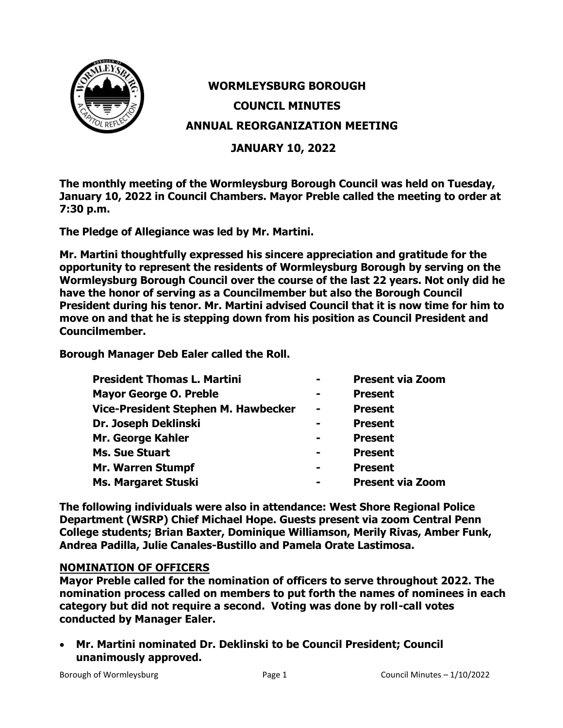# WORMLEYSBURG BOROUGH
## COUNCIL MINUTES
## ANNUAL REORGANIZATION MEETING
## JANUARY 10, 2022

**The monthly meeting of the Wormleysburg Borough Council was held on Tuesday, January 10, 2022 in Council Chambers. Mayor Preble called the meeting to order at 7:30 p.m.**

**The Pledge of Allegiance was led by Mr. Martini.**

**Mr. Martini thoughtfully expressed his sincere appreciation and gratitude for the opportunity to represent the residents of Wormleysburg Borough by serving on the Wormleysburg Borough Council over the course of the last 22 years. Not only did he have the honor of serving as a Councilmember but also the Borough Council President during his tenor. Mr. Martini advised Council that it is now time for him to move on and that he is stepping down from his position as Council President and Councilmember.**

**Borough Manager Deb Ealer called the Roll.**

| | | |
|---|---|---|
| **President Thomas L. Martini** | **-** | **Present via Zoom** |
| **Mayor George O. Preble** | **-** | **Present** |
| **Vice-President Stephen M. Hawbecker** | **-** | **Present** |
| **Dr. Joseph Deklinski** | **-** | **Present** |
| **Mr. George Kahler** | **-** | **Present** |
| **Ms. Sue Stuart** | **-** | **Present** |
| **Mr. Warren Stumpf** | **-** | **Present** |
| **Ms. Margaret Stuski** | **-** | **Present via Zoom** |

**The following individuals were also in attendance: West Shore Regional Police Department (WSRP) Chief Michael Hope. Guests present via zoom Central Penn College students; Brian Baxter, Dominique Williamson, Merily Rivas, Amber Funk, Andrea Padilla, Julie Canales-Bustillo and Pamela Orate Lastimosa.**

## NOMINATION OF OFFICERS

**Mayor Preble called for the nomination of officers to serve throughout 2022. The nomination process called on members to put forth the names of nominees in each category but did not require a second. Voting was done by roll-call votes conducted by Manager Ealer.**

- **Mr. Martini nominated Dr. Deklinski to be Council President; Council unanimously approved.**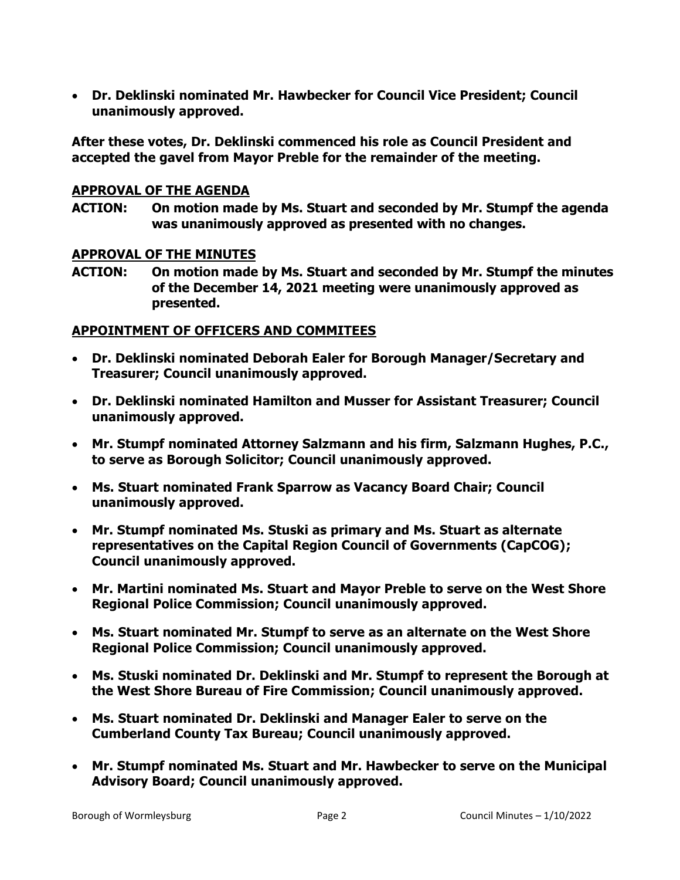- **Dr. Deklinski nominated Mr. Hawbecker for Council Vice President; Council unanimously approved.**

**After these votes, Dr. Deklinski commenced his role as Council President and accepted the gavel from Mayor Preble for the remainder of the meeting.**

## APPROVAL OF THE AGENDA

**ACTION: On motion made by Ms. Stuart and seconded by Mr. Stumpf the agenda was unanimously approved as presented with no changes.**

## APPROVAL OF THE MINUTES

**ACTION: On motion made by Ms. Stuart and seconded by Mr. Stumpf the minutes of the December 14, 2021 meeting were unanimously approved as presented.**

## APPOINTMENT OF OFFICERS AND COMMITEES

- **Dr. Deklinski nominated Deborah Ealer for Borough Manager/Secretary and Treasurer; Council unanimously approved.**
- **Dr. Deklinski nominated Hamilton and Musser for Assistant Treasurer; Council unanimously approved.**
- **Mr. Stumpf nominated Attorney Salzmann and his firm, Salzmann Hughes, P.C., to serve as Borough Solicitor; Council unanimously approved.**
- **Ms. Stuart nominated Frank Sparrow as Vacancy Board Chair; Council unanimously approved.**
- **Mr. Stumpf nominated Ms. Stuski as primary and Ms. Stuart as alternate representatives on the Capital Region Council of Governments (CapCOG); Council unanimously approved.**
- **Mr. Martini nominated Ms. Stuart and Mayor Preble to serve on the West Shore Regional Police Commission; Council unanimously approved.**
- **Ms. Stuart nominated Mr. Stumpf to serve as an alternate on the West Shore Regional Police Commission; Council unanimously approved.**
- **Ms. Stuski nominated Dr. Deklinski and Mr. Stumpf to represent the Borough at the West Shore Bureau of Fire Commission; Council unanimously approved.**
- **Ms. Stuart nominated Dr. Deklinski and Manager Ealer to serve on the Cumberland County Tax Bureau; Council unanimously approved.**
- **Mr. Stumpf nominated Ms. Stuart and Mr. Hawbecker to serve on the Municipal Advisory Board; Council unanimously approved.**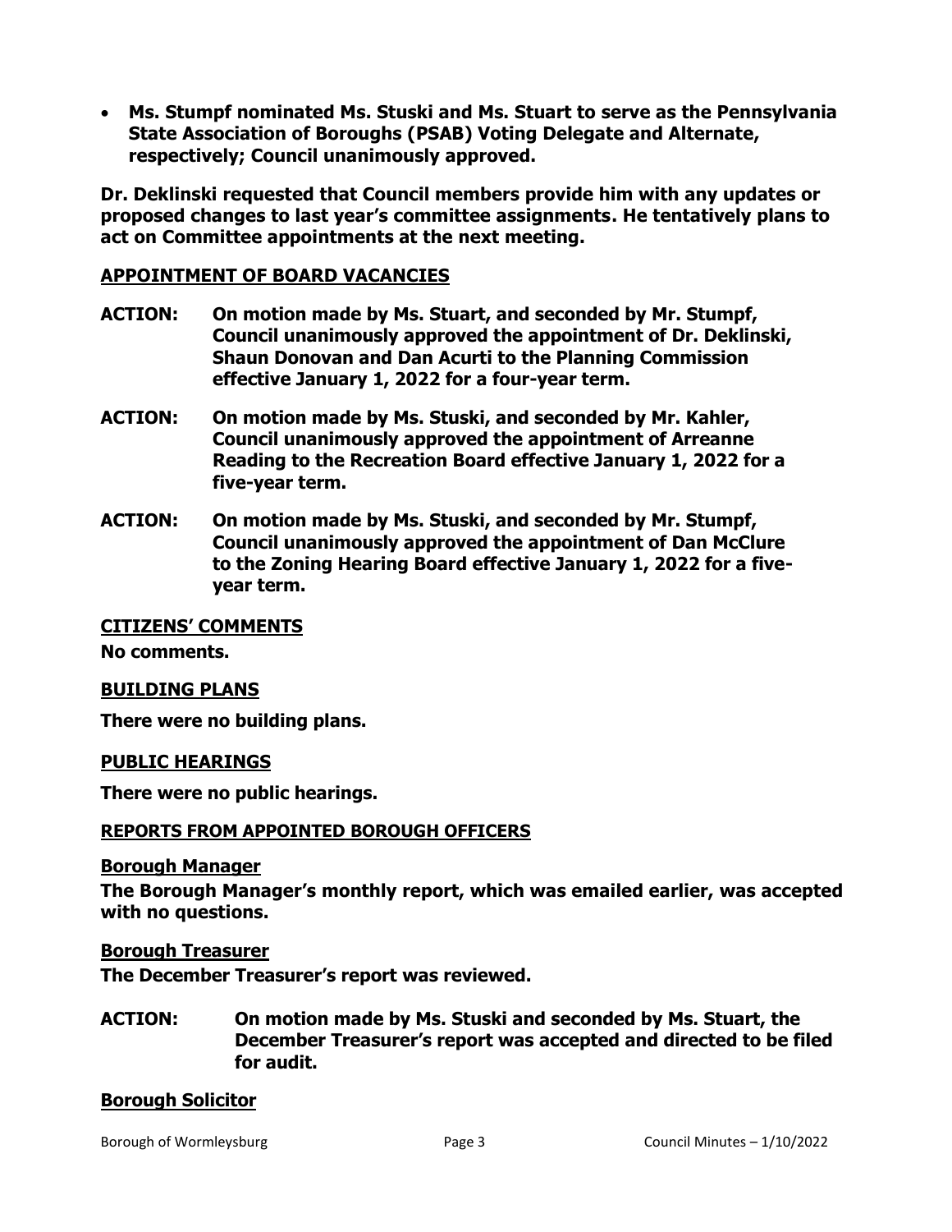- **Ms. Stumpf nominated Ms. Stuski and Ms. Stuart to serve as the Pennsylvania State Association of Boroughs (PSAB) Voting Delegate and Alternate, respectively; Council unanimously approved.**

**Dr. Deklinski requested that Council members provide him with any updates or proposed changes to last year's committee assignments. He tentatively plans to act on Committee appointments at the next meeting.**

## APPOINTMENT OF BOARD VACANCIES

**ACTION: On motion made by Ms. Stuart, and seconded by Mr. Stumpf, Council unanimously approved the appointment of Dr. Deklinski, Shaun Donovan and Dan Acurti to the Planning Commission effective January 1, 2022 for a four-year term.**

**ACTION: On motion made by Ms. Stuski, and seconded by Mr. Kahler, Council unanimously approved the appointment of Arreanne Reading to the Recreation Board effective January 1, 2022 for a five-year term.**

**ACTION: On motion made by Ms. Stuski, and seconded by Mr. Stumpf, Council unanimously approved the appointment of Dan McClure to the Zoning Hearing Board effective January 1, 2022 for a five-year term.**

## CITIZENS' COMMENTS

**No comments.**

## BUILDING PLANS

**There were no building plans.**

## PUBLIC HEARINGS

**There were no public hearings.**

## REPORTS FROM APPOINTED BOROUGH OFFICERS

### Borough Manager

**The Borough Manager's monthly report, which was emailed earlier, was accepted with no questions.**

### Borough Treasurer

**The December Treasurer's report was reviewed.**

**ACTION: On motion made by Ms. Stuski and seconded by Ms. Stuart, the December Treasurer's report was accepted and directed to be filed for audit.**

### Borough Solicitor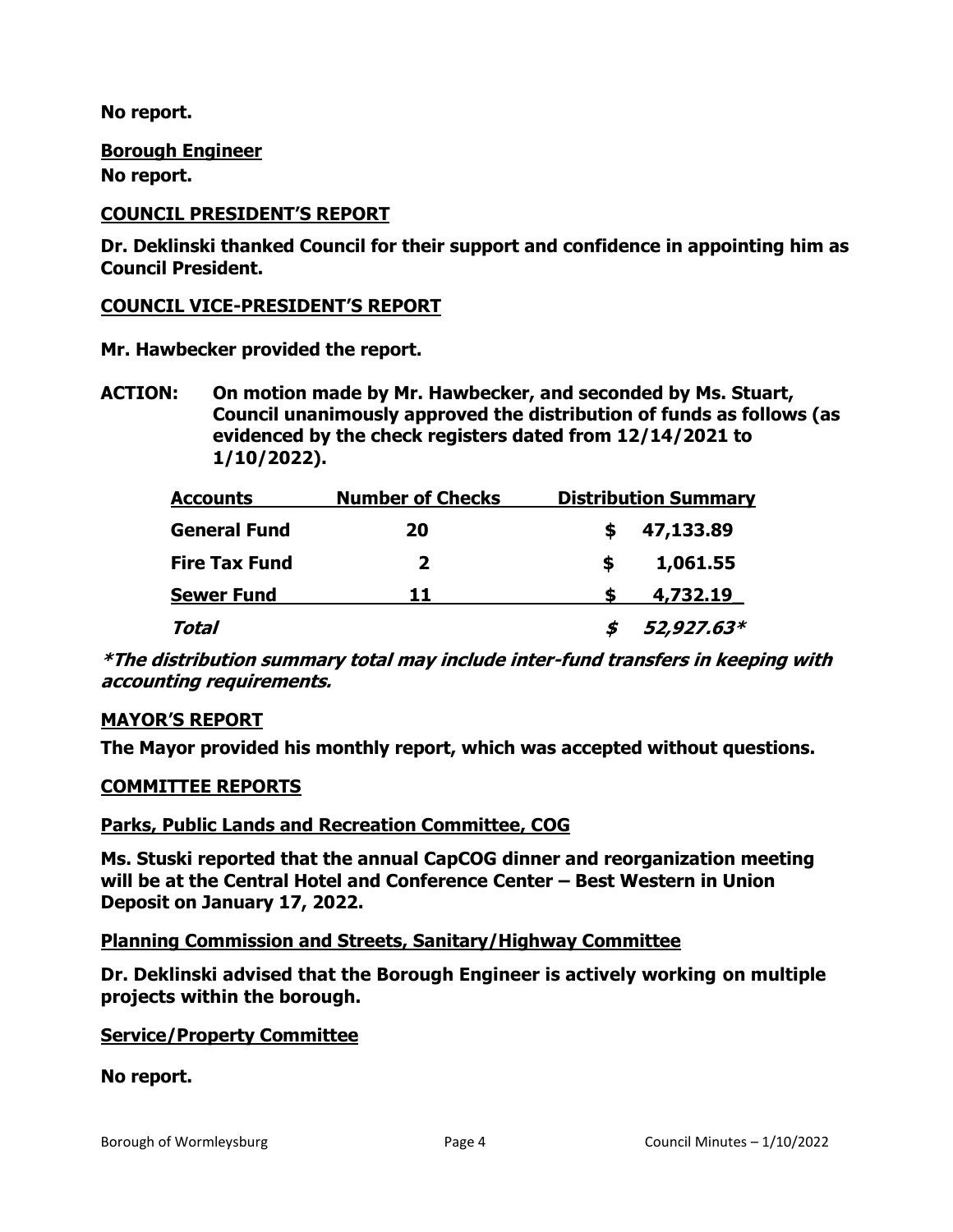**No report.**

**Borough Engineer**
**No report.**

**COUNCIL PRESIDENT'S REPORT**

**Dr. Deklinski thanked Council for their support and confidence in appointing him as Council President.**

**COUNCIL VICE-PRESIDENT'S REPORT**

**Mr. Hawbecker provided the report.**

**ACTION: On motion made by Mr. Hawbecker, and seconded by Ms. Stuart, Council unanimously approved the distribution of funds as follows (as evidenced by the check registers dated from 12/14/2021 to 1/10/2022).**

| Accounts | Number of Checks | Distribution Summary |
|---|---|---|
| **General Fund** | **20** | **$ 47,133.89** |
| **Fire Tax Fund** | **2** | **$ 1,061.55** |
| **Sewer Fund** | **11** | **$ 4,732.19** |
| ***Total*** | | ***$ 52,927.63**** |

***\*The distribution summary total may include inter-fund transfers in keeping with accounting requirements.***

**MAYOR'S REPORT**

**The Mayor provided his monthly report, which was accepted without questions.**

**COMMITTEE REPORTS**

**Parks, Public Lands and Recreation Committee, COG**

**Ms. Stuski reported that the annual CapCOG dinner and reorganization meeting will be at the Central Hotel and Conference Center – Best Western in Union Deposit on January 17, 2022.**

**Planning Commission and Streets, Sanitary/Highway Committee**

**Dr. Deklinski advised that the Borough Engineer is actively working on multiple projects within the borough.**

**Service/Property Committee**

**No report.**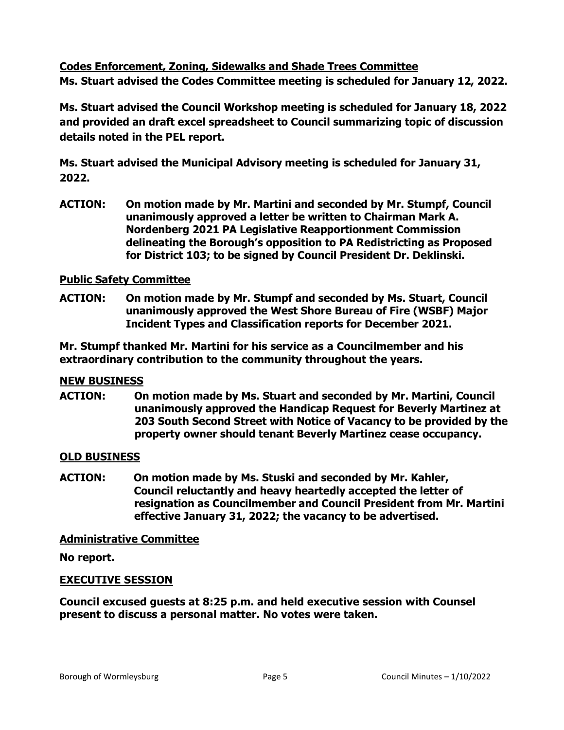**Codes Enforcement, Zoning, Sidewalks and Shade Trees Committee**
**Ms. Stuart advised the Codes Committee meeting is scheduled for January 12, 2022.**

**Ms. Stuart advised the Council Workshop meeting is scheduled for January 18, 2022 and provided an draft excel spreadsheet to Council summarizing topic of discussion details noted in the PEL report.**

**Ms. Stuart advised the Municipal Advisory meeting is scheduled for January 31, 2022.**

**ACTION: On motion made by Mr. Martini and seconded by Mr. Stumpf, Council unanimously approved a letter be written to Chairman Mark A. Nordenberg 2021 PA Legislative Reapportionment Commission delineating the Borough's opposition to PA Redistricting as Proposed for District 103; to be signed by Council President Dr. Deklinski.**

**Public Safety Committee**

**ACTION: On motion made by Mr. Stumpf and seconded by Ms. Stuart, Council unanimously approved the West Shore Bureau of Fire (WSBF) Major Incident Types and Classification reports for December 2021.**

**Mr. Stumpf thanked Mr. Martini for his service as a Councilmember and his extraordinary contribution to the community throughout the years.**

**NEW BUSINESS**

**ACTION: On motion made by Ms. Stuart and seconded by Mr. Martini, Council unanimously approved the Handicap Request for Beverly Martinez at 203 South Second Street with Notice of Vacancy to be provided by the property owner should tenant Beverly Martinez cease occupancy.**

**OLD BUSINESS**

**ACTION: On motion made by Ms. Stuski and seconded by Mr. Kahler, Council reluctantly and heavy heartedly accepted the letter of resignation as Councilmember and Council President from Mr. Martini effective January 31, 2022; the vacancy to be advertised.**

**Administrative Committee**

**No report.**

**EXECUTIVE SESSION**

**Council excused guests at 8:25 p.m. and held executive session with Counsel present to discuss a personal matter. No votes were taken.**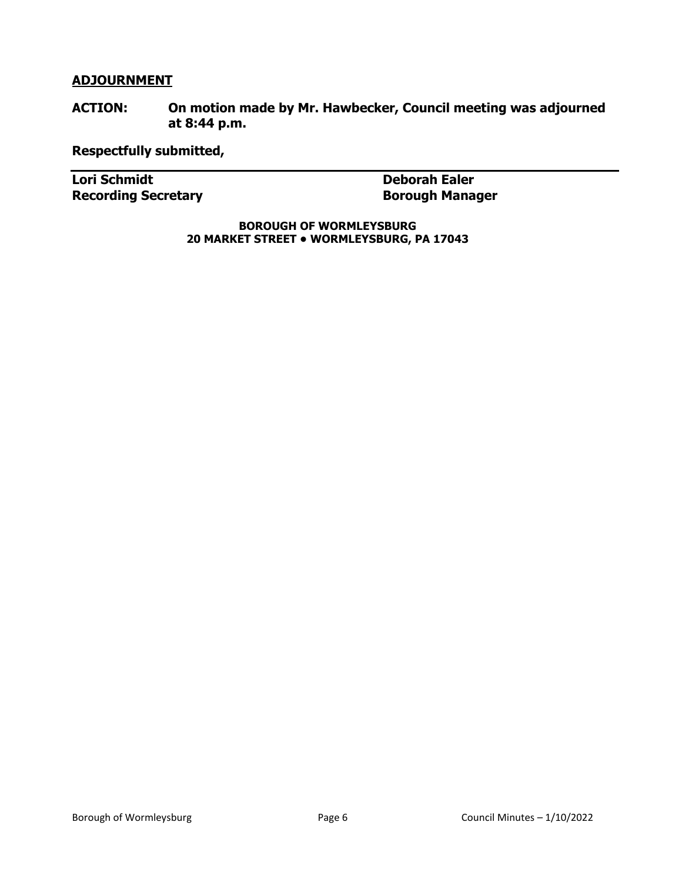## ADJOURNMENT

**ACTION: On motion made by Mr. Hawbecker, Council meeting was adjourned at 8:44 p.m.**

**Respectfully submitted,**

| | |
|---|---|
| **Lori Schmidt** | **Deborah Ealer** |
| **Recording Secretary** | **Borough Manager** |

**BOROUGH OF WORMLEYSBURG**
**20 MARKET STREET • WORMLEYSBURG, PA 17043**